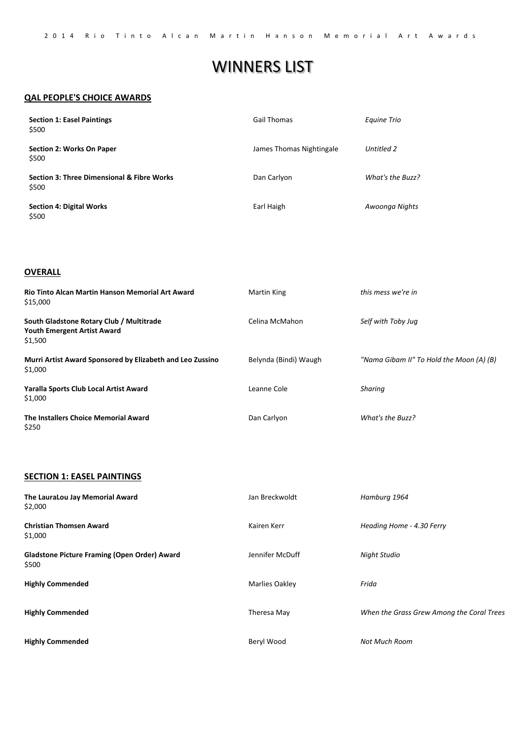2014 Rio Tinto Alcan Martin Hanson Memorial Art Awards

# WINNERS LIST

## QAL PEOPLE'S CHOICE AWARDS

| Award | Artist | Title |
| --- | --- | --- |
| **Section 1: Easel Paintings** $500 | Gail Thomas | *Equine Trio* |
| **Section 2: Works On Paper** $500 | James Thomas Nightingale | *Untitled 2* |
| **Section 3: Three Dimensional & Fibre Works** $500 | Dan Carlyon | *What's the Buzz?* |
| **Section 4: Digital Works** $500 | Earl Haigh | *Awoonga Nights* |

## OVERALL

| Award | Artist | Title |
| --- | --- | --- |
| **Rio Tinto Alcan Martin Hanson Memorial Art Award** $15,000 | Martin King | *this mess we're in* |
| **South Gladstone Rotary Club / Multitrade Youth Emergent Artist Award** $1,500 | Celina McMahon | *Self with Toby Jug* |
| **Murri Artist Award Sponsored by Elizabeth and Leo Zussino** $1,000 | Belynda (Bindi) Waugh | *"Nama Gibam II" To Hold the Moon (A) (B)* |
| **Yaralla Sports Club Local Artist Award** $1,000 | Leanne Cole | *Sharing* |
| **The Installers Choice Memorial Award** $250 | Dan Carlyon | *What's the Buzz?* |

## SECTION 1: EASEL PAINTINGS

| Award | Artist | Title |
| --- | --- | --- |
| **The LauraLou Jay Memorial Award** $2,000 | Jan Breckwoldt | *Hamburg 1964* |
| **Christian Thomsen Award** $1,000 | Kairen Kerr | *Heading Home - 4.30 Ferry* |
| **Gladstone Picture Framing (Open Order) Award** $500 | Jennifer McDuff | *Night Studio* |
| **Highly Commended** | Marlies Oakley | *Frida* |
| **Highly Commended** | Theresa May | *When the Grass Grew Among the Coral Trees* |
| **Highly Commended** | Beryl Wood | *Not Much Room* |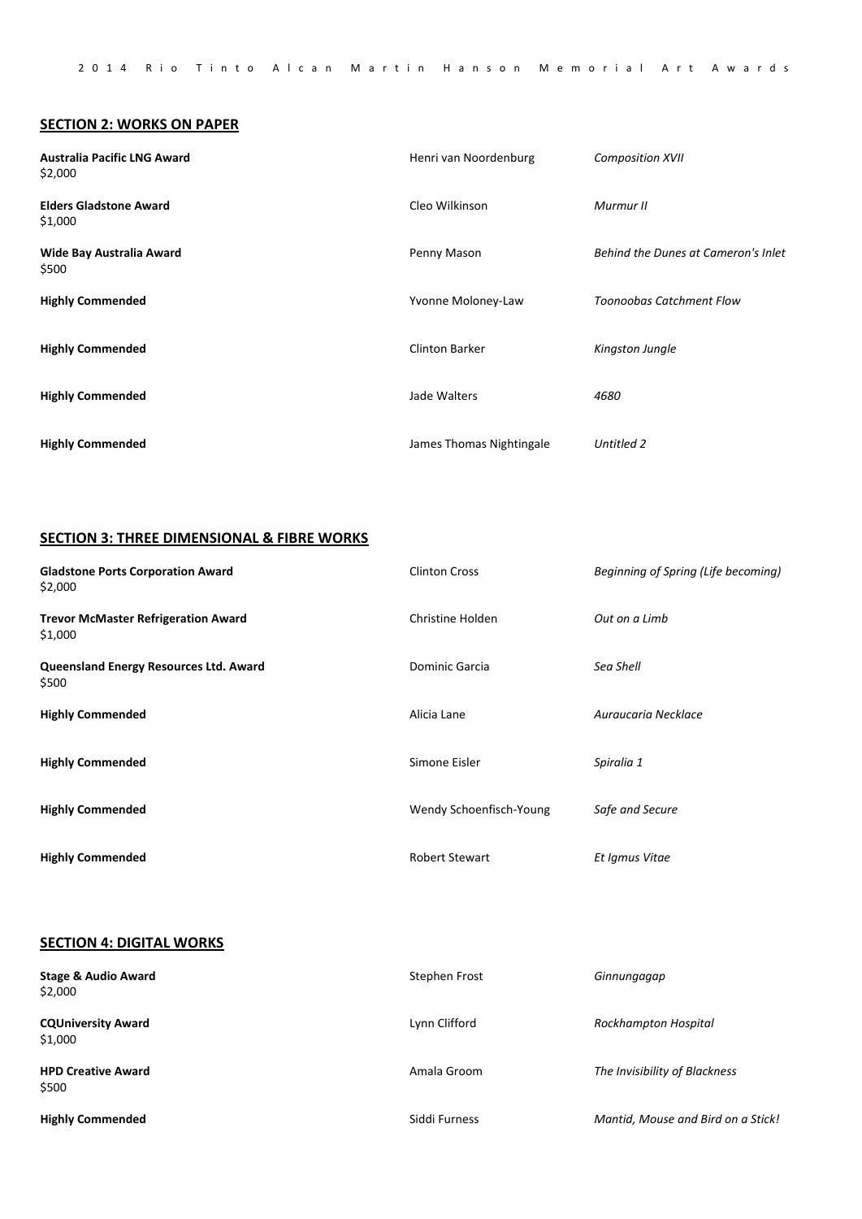## SECTION 2: WORKS ON PAPER

| | | |
|---|---|---|
| **Australia Pacific LNG Award** $2,000 | Henri van Noordenburg | *Composition XVII* |
| **Elders Gladstone Award** $1,000 | Cleo Wilkinson | *Murmur II* |
| **Wide Bay Australia Award** $500 | Penny Mason | *Behind the Dunes at Cameron's Inlet* |
| **Highly Commended** | Yvonne Moloney-Law | *Toonoobas Catchment Flow* |
| **Highly Commended** | Clinton Barker | *Kingston Jungle* |
| **Highly Commended** | Jade Walters | *4680* |
| **Highly Commended** | James Thomas Nightingale | *Untitled 2* |

## SECTION 3: THREE DIMENSIONAL & FIBRE WORKS

| | | |
|---|---|---|
| **Gladstone Ports Corporation Award** $2,000 | Clinton Cross | *Beginning of Spring (Life becoming)* |
| **Trevor McMaster Refrigeration Award** $1,000 | Christine Holden | *Out on a Limb* |
| **Queensland Energy Resources Ltd. Award** $500 | Dominic Garcia | *Sea Shell* |
| **Highly Commended** | Alicia Lane | *Auraucaria Necklace* |
| **Highly Commended** | Simone Eisler | *Spiralia 1* |
| **Highly Commended** | Wendy Schoenfisch-Young | *Safe and Secure* |
| **Highly Commended** | Robert Stewart | *Et Igmus Vitae* |

## SECTION 4: DIGITAL WORKS

| | | |
|---|---|---|
| **Stage & Audio Award** $2,000 | Stephen Frost | *Ginnungagap* |
| **CQUniversity Award** $1,000 | Lynn Clifford | *Rockhampton Hospital* |
| **HPD Creative Award** $500 | Amala Groom | *The Invisibility of Blackness* |
| **Highly Commended** | Siddi Furness | *Mantid, Mouse and Bird on a Stick!* |